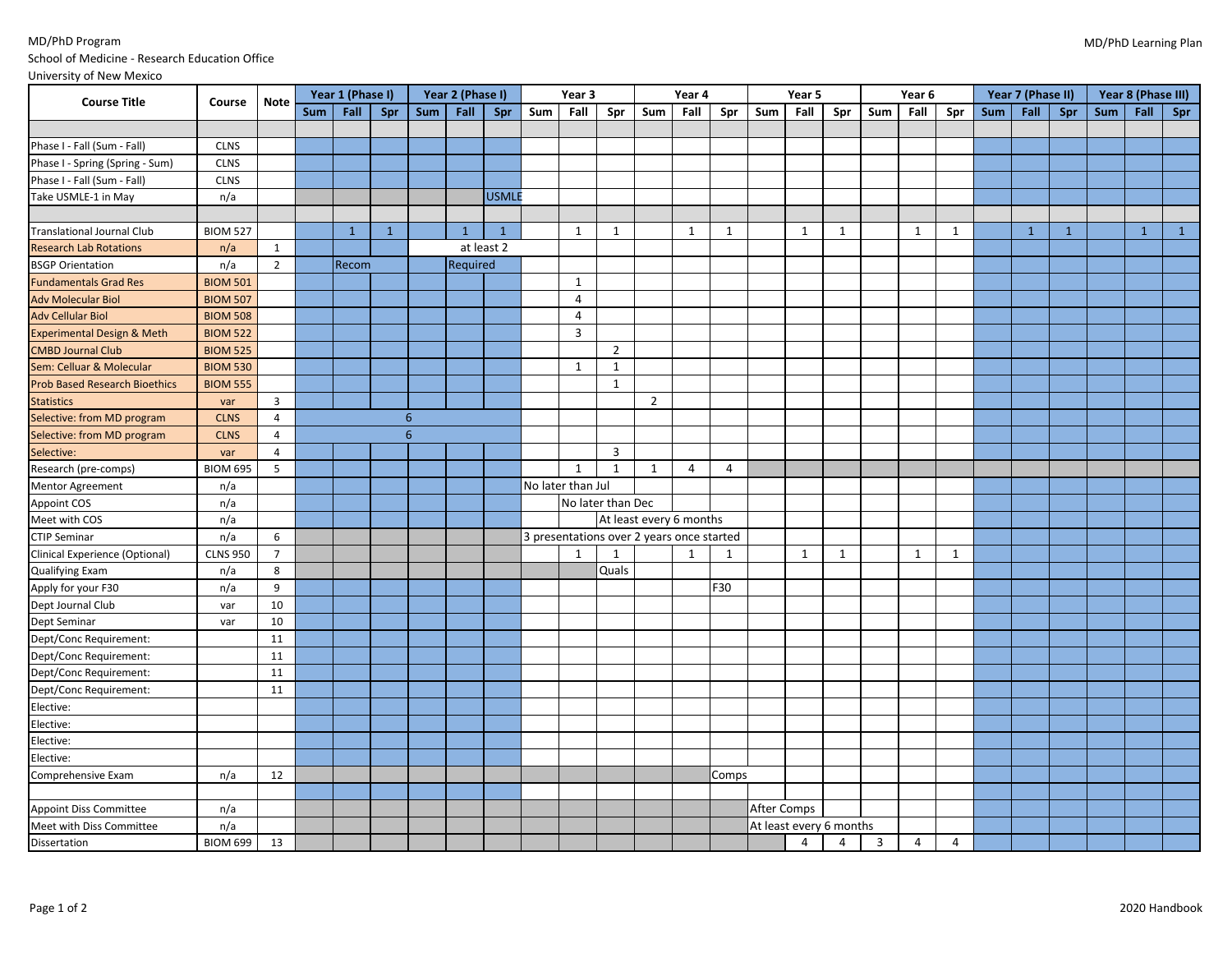MD/PhD Program
School of Medicine - Research Education Office
University of New Mexico

MD/PhD Learning Plan

| Course Title | Course | Note | Year 1 (Phase I) | | | Year 2 (Phase I) | | | Year 3 | | | Year 4 | | | Year 5 | | | Year 6 | | | Year 7 (Phase II) | | | Year 8 (Phase III) | | |
|---|---|---|---|---|---|---|---|---|---|---|---|---|---|---|---|---|---|---|---|---|---|---|---|---|---|---|
| | | | Sum | Fall | Spr | Sum | Fall | Spr | Sum | Fall | Spr | Sum | Fall | Spr | Sum | Fall | Spr | Sum | Fall | Spr | Sum | Fall | Spr | Sum | Fall | Spr |
| | | | | | | | | | | | | | | | | | | | | | | | | | | |
| Phase I - Fall (Sum - Fall) | CLNS | | | | | | | | | | | | | | | | | | | | | | | | | |
| Phase I - Spring (Spring - Sum) | CLNS | | | | | | | | | | | | | | | | | | | | | | | | | |
| Phase I - Fall (Sum - Fall) | CLNS | | | | | | | | | | | | | | | | | | | | | | | | | |
| Take USMLE-1 in May | n/a | | | | | | | USMLE | | | | | | | | | | | | | | | | | | |
| | | | | | | | | | | | | | | | | | | | | | | | | | | |
| Translational Journal Club | BIOM 527 | | | 1 | 1 | | 1 | 1 | | 1 | 1 | | 1 | 1 | | 1 | 1 | | 1 | 1 | | 1 | 1 | | 1 | 1 |
| Research Lab Rotations | n/a | 1 | | | | at least 2 | | | | | | | | | | | | | | | | | | | | |
| BSGP Orientation | n/a | 2 | | Recom | | | Required | | | | | | | | | | | | | | | | | | | |
| Fundamentals Grad Res | BIOM 501 | | | | | | | | | 1 | | | | | | | | | | | | | | | | |
| Adv Molecular Biol | BIOM 507 | | | | | | | | | 4 | | | | | | | | | | | | | | | | |
| Adv Cellular Biol | BIOM 508 | | | | | | | | | 4 | | | | | | | | | | | | | | | | |
| Experimental Design & Meth | BIOM 522 | | | | | | | | | 3 | | | | | | | | | | | | | | | | |
| CMBD Journal Club | BIOM 525 | | | | | | | | | | 2 | | | | | | | | | | | | | | | |
| Sem: Celluar & Molecular | BIOM 530 | | | | | | | | | 1 | 1 | | | | | | | | | | | | | | | |
| Prob Based Research Bioethics | BIOM 555 | | | | | | | | | | 1 | | | | | | | | | | | | | | | |
| Statistics | var | 3 | | | | | | | | | | 2 | | | | | | | | | | | | | | |
| Selective: from MD program | CLNS | 4 | | | | 6 | | | | | | | | | | | | | | | | | | | | |
| Selective: from MD program | CLNS | 4 | | | | 6 | | | | | | | | | | | | | | | | | | | | |
| Selective: | var | 4 | | | | | | | | | 3 | | | | | | | | | | | | | | | |
| Research (pre-comps) | BIOM 695 | 5 | | | | | | | | 1 | 1 | 1 | 4 | 4 | | | | | | | | | | | | |
| Mentor Agreement | n/a | | | | | | | | No later than Jul | | | | | | | | | | | | | | | | | |
| Appoint COS | n/a | | | | | | | | | No later than Dec | | | | | | | | | | | | | | | | |
| Meet with COS | n/a | | | | | | | | | | At least every 6 months | | | | | | | | | | | | | | | |
| CTIP Seminar | n/a | 6 | | | | | | | 3 presentations over 2 years once started | | | | | | | | | | | | | | | | | |
| Clinical Experience (Optional) | CLNS 950 | 7 | | | | | | | | 1 | 1 | | 1 | 1 | | 1 | 1 | | 1 | 1 | | | | | | |
| Qualifying Exam | n/a | 8 | | | | | | | | | Quals | | | | | | | | | | | | | | | |
| Apply for your F30 | n/a | 9 | | | | | | | | | | | | F30 | | | | | | | | | | | | |
| Dept Journal Club | var | 10 | | | | | | | | | | | | | | | | | | | | | | | | |
| Dept Seminar | var | 10 | | | | | | | | | | | | | | | | | | | | | | | | |
| Dept/Conc Requirement: | | 11 | | | | | | | | | | | | | | | | | | | | | | | | |
| Dept/Conc Requirement: | | 11 | | | | | | | | | | | | | | | | | | | | | | | | |
| Dept/Conc Requirement: | | 11 | | | | | | | | | | | | | | | | | | | | | | | | |
| Dept/Conc Requirement: | | 11 | | | | | | | | | | | | | | | | | | | | | | | | |
| Elective: | | | | | | | | | | | | | | | | | | | | | | | | | | |
| Elective: | | | | | | | | | | | | | | | | | | | | | | | | | | |
| Elective: | | | | | | | | | | | | | | | | | | | | | | | | | | |
| Elective: | | | | | | | | | | | | | | | | | | | | | | | | | | |
| Comprehensive Exam | n/a | 12 | | | | | | | | | | | | Comps | | | | | | | | | | | | |
| | | | | | | | | | | | | | | | | | | | | | | | | | | |
| Appoint Diss Committee | n/a | | | | | | | | | | | | | | After Comps | | | | | | | | | | | |
| Meet with Diss Committee | n/a | | | | | | | | | | | | | | At least every 6 months | | | | | | | | | | | |
| Dissertation | BIOM 699 | 13 | | | | | | | | | | | | | | 4 | 4 | 3 | 4 | 4 | | | | | | |

2020 Handbook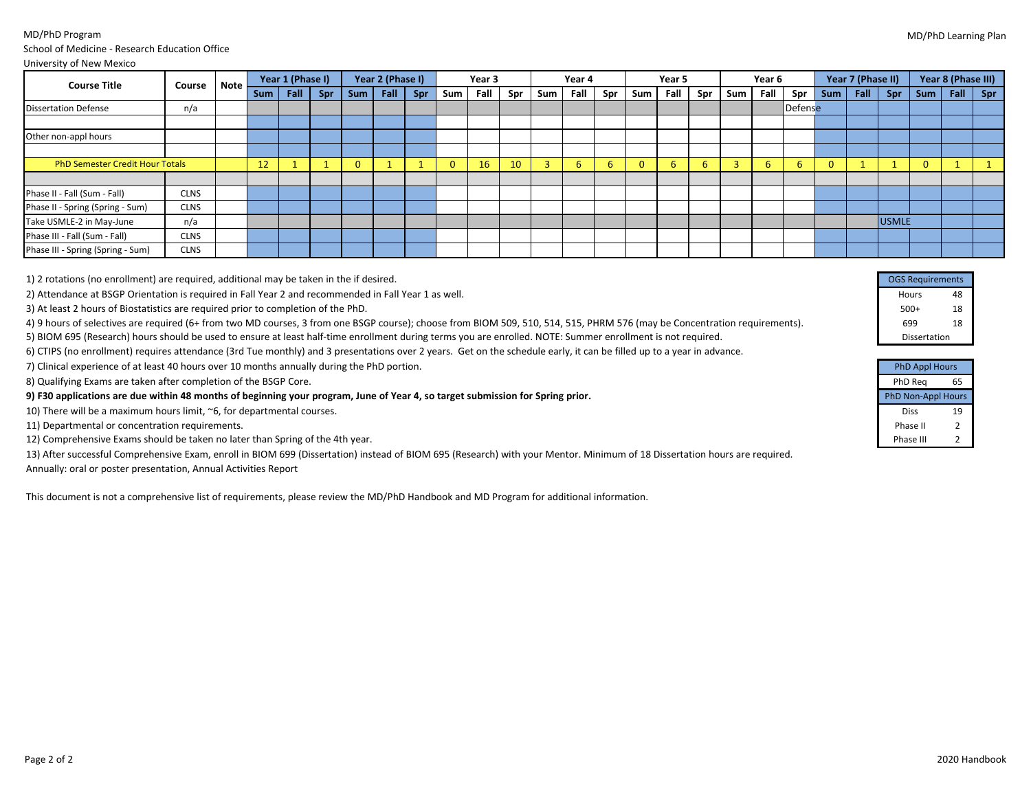MD/PhD Program
School of Medicine - Research Education Office
University of New Mexico

MD/PhD Learning Plan

| Course Title | Course | Note | Year 1 (Phase I) | | | Year 2 (Phase I) | | | Year 3 | | | Year 4 | | | Year 5 | | | Year 6 | | | Year 7 (Phase II) | | | Year 8 (Phase III) | | |
|---|---|---|---|---|---|---|---|---|---|---|---|---|---|---|---|---|---|---|---|---|---|---|---|---|---|---|
| | | | Sum | Fall | Spr | Sum | Fall | Spr | Sum | Fall | Spr | Sum | Fall | Spr | Sum | Fall | Spr | Sum | Fall | Spr | Sum | Fall | Spr | Sum | Fall | Spr |
| Dissertation Defense | n/a | | | | | | | | | | | | | | | | | | | Defense | | | | | | |
| | | | | | | | | | | | | | | | | | | | | | | | | | | |
| Other non-appl hours | | | | | | | | | | | | | | | | | | | | | | | | | | |
| | | | | | | | | | | | | | | | | | | | | | | | | | | |
| PhD Semester Credit Hour Totals | | | 12 | 1 | 1 | 0 | 1 | 1 | 0 | 16 | 10 | 3 | 6 | 6 | 0 | 6 | 6 | 3 | 6 | 6 | 0 | 1 | 1 | 0 | 1 | 1 |
| | | | | | | | | | | | | | | | | | | | | | | | | | | |
| Phase II - Fall (Sum - Fall) | CLNS | | | | | | | | | | | | | | | | | | | | | | | | | |
| Phase II - Spring (Spring - Sum) | CLNS | | | | | | | | | | | | | | | | | | | | | | | | | |
| Take USMLE-2 in May-June | n/a | | | | | | | | | | | | | | | | | | | | | | USMLE | | | |
| Phase III - Fall (Sum - Fall) | CLNS | | | | | | | | | | | | | | | | | | | | | | | | | |
| Phase III - Spring (Spring - Sum) | CLNS | | | | | | | | | | | | | | | | | | | | | | | | | |

1) 2 rotations (no enrollment) are required, additional may be taken in the if desired.

2) Attendance at BSGP Orientation is required in Fall Year 2 and recommended in Fall Year 1 as well.

3) At least 2 hours of Biostatistics are required prior to completion of the PhD.

4) 9 hours of selectives are required (6+ from two MD courses, 3 from one BSGP course); choose from BIOM 509, 510, 514, 515, PHRM 576 (may be Concentration requirements).

5) BIOM 695 (Research) hours should be used to ensure at least half-time enrollment during terms you are enrolled. NOTE: Summer enrollment is not required.

6) CTIPS (no enrollment) requires attendance (3rd Tue monthly) and 3 presentations over 2 years. Get on the schedule early, it can be filled up to a year in advance.

7) Clinical experience of at least 40 hours over 10 months annually during the PhD portion.

8) Qualifying Exams are taken after completion of the BSGP Core.

**9) F30 applications are due within 48 months of beginning your program, June of Year 4, so target submission for Spring prior.**

10) There will be a maximum hours limit, ~6, for departmental courses.

11) Departmental or concentration requirements.

12) Comprehensive Exams should be taken no later than Spring of the 4th year.

13) After successful Comprehensive Exam, enroll in BIOM 699 (Dissertation) instead of BIOM 695 (Research) with your Mentor. Minimum of 18 Dissertation hours are required.

Annually: oral or poster presentation, Annual Activities Report

This document is not a comprehensive list of requirements, please review the MD/PhD Handbook and MD Program for additional information.

| OGS Requirements | |
|---|---|
| Hours | 48 |
| 500+ | 18 |
| 699 | 18 |
| Dissertation | |

| PhD Appl Hours | |
|---|---|
| PhD Req | 65 |
| **PhD Non-Appl Hours** | |
| Diss | 19 |
| Phase II | 2 |
| Phase III | 2 |

2020 Handbook